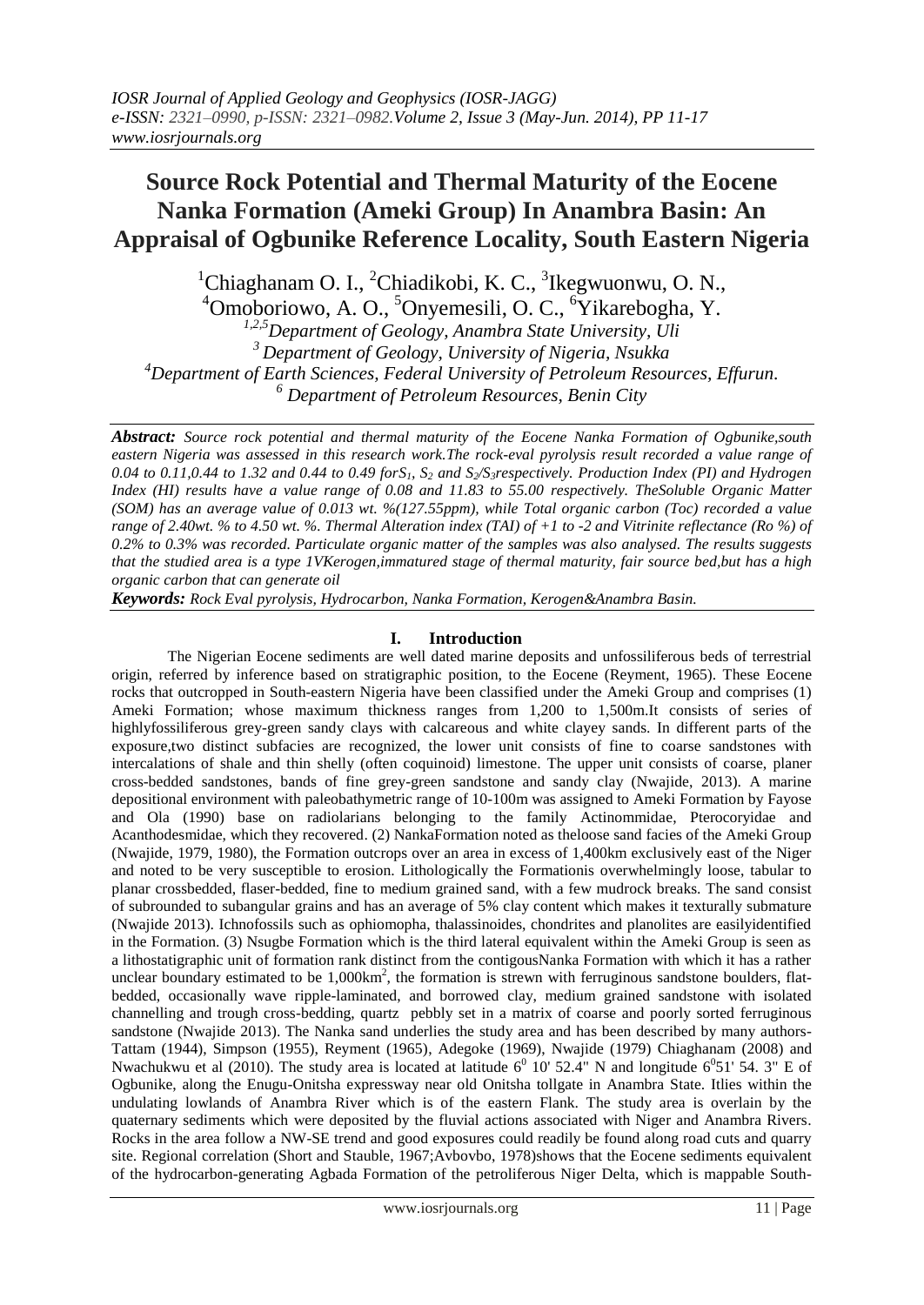# Source Rock Potential and Thermal Maturity of the Eocene Nanka Formation (Ameki Group) In Anambra Basin: An Appraisal of Ogbunike Reference Locality, South Eastern Nigeria

[1]Chiaghanam O. I., [2]Chiadikobi, K. C., [3]Ikegwuonwu, O. N., [4]Omoboriowo, A. O., [5]Onyemesili, O. C., [6]Yikarebogha, Y.

[1,2,5]Department of Geology, Anambra State University, Uli
[3]Department of Geology, University of Nigeria, Nsukka
[4]Department of Earth Sciences, Federal University of Petroleum Resources, Effurun.
[6]Department of Petroleum Resources, Benin City

***Abstract:*** *Source rock potential and thermal maturity of the Eocene Nanka Formation of Ogbunike,south eastern Nigeria was assessed in this research work.The rock-eval pyrolysis result recorded a value range of 0.04 to 0.11,0.44 to 1.32 and 0.44 to 0.49 for$S_1$, $S_2$ and $S_2/S_3$respectively. Production Index (PI) and Hydrogen Index (HI) results have a value range of 0.08 and 11.83 to 55.00 respectively. TheSoluble Organic Matter (SOM) has an average value of 0.013 wt. %(127.55ppm), while Total organic carbon (Toc) recorded a value range of 2.40wt. % to 4.50 wt. %. Thermal Alteration index (TAI) of +1 to -2 and Vitrinite reflectance (Ro %) of 0.2% to 0.3% was recorded. Particulate organic matter of the samples was also analysed. The results suggests that the studied area is a type 1VKerogen,immatured stage of thermal maturity, fair source bed,but has a high organic carbon that can generate oil*

***Keywords:*** *Rock Eval pyrolysis, Hydrocarbon, Nanka Formation, Kerogen&Anambra Basin.*

## I. Introduction

The Nigerian Eocene sediments are well dated marine deposits and unfossiliferous beds of terrestrial origin, referred by inference based on stratigraphic position, to the Eocene (Reyment, 1965). These Eocene rocks that outcropped in South-eastern Nigeria have been classified under the Ameki Group and comprises (1) Ameki Formation; whose maximum thickness ranges from 1,200 to 1,500m.It consists of series of highlyfossiliferous grey-green sandy clays with calcareous and white clayey sands. In different parts of the exposure,two distinct subfacies are recognized, the lower unit consists of fine to coarse sandstones with intercalations of shale and thin shelly (often coquinoid) limestone. The upper unit consists of coarse, planer cross-bedded sandstones, bands of fine grey-green sandstone and sandy clay (Nwajide, 2013). A marine depositional environment with paleobathymetric range of 10-100m was assigned to Ameki Formation by Fayose and Ola (1990) base on radiolarians belonging to the family Actinommidae, Pterocoryidae and Acanthodesmidae, which they recovered. (2) NankaFormation noted as theloose sand facies of the Ameki Group (Nwajide, 1979, 1980), the Formation outcrops over an area in excess of 1,400km exclusively east of the Niger and noted to be very susceptible to erosion. Lithologically the Formationis overwhelmingly loose, tabular to planar crossbedded, flaser-bedded, fine to medium grained sand, with a few mudrock breaks. The sand consist of subrounded to subangular grains and has an average of 5% clay content which makes it texturally submature (Nwajide 2013). Ichnofossils such as ophiomopha, thalassinoides, chondrites and planolites are easilyidentified in the Formation. (3) Nsugbe Formation which is the third lateral equivalent within the Ameki Group is seen as a lithostatigraphic unit of formation rank distinct from the contigousNanka Formation with which it has a rather unclear boundary estimated to be 1,000km$^2$, the formation is strewn with ferruginous sandstone boulders, flat-bedded, occasionally wave ripple-laminated, and borrowed clay, medium grained sandstone with isolated channelling and trough cross-bedding, quartz pebbly set in a matrix of coarse and poorly sorted ferruginous sandstone (Nwajide 2013). The Nanka sand underlies the study area and has been described by many authors- Tattam (1944), Simpson (1955), Reyment (1965), Adegoke (1969), Nwajide (1979) Chiaghanam (2008) and Nwachukwu et al (2010). The study area is located at latitude 6$^0$ 10' 52.4" N and longitude 6$^0$51' 54. 3" E of Ogbunike, along the Enugu-Onitsha expressway near old Onitsha tollgate in Anambra State. Itlies within the undulating lowlands of Anambra River which is of the eastern Flank. The study area is overlain by the quaternary sediments which were deposited by the fluvial actions associated with Niger and Anambra Rivers. Rocks in the area follow a NW-SE trend and good exposures could readily be found along road cuts and quarry site. Regional correlation (Short and Stauble, 1967;Avbovbo, 1978)shows that the Eocene sediments equivalent of the hydrocarbon-generating Agbada Formation of the petroliferous Niger Delta, which is mappable South-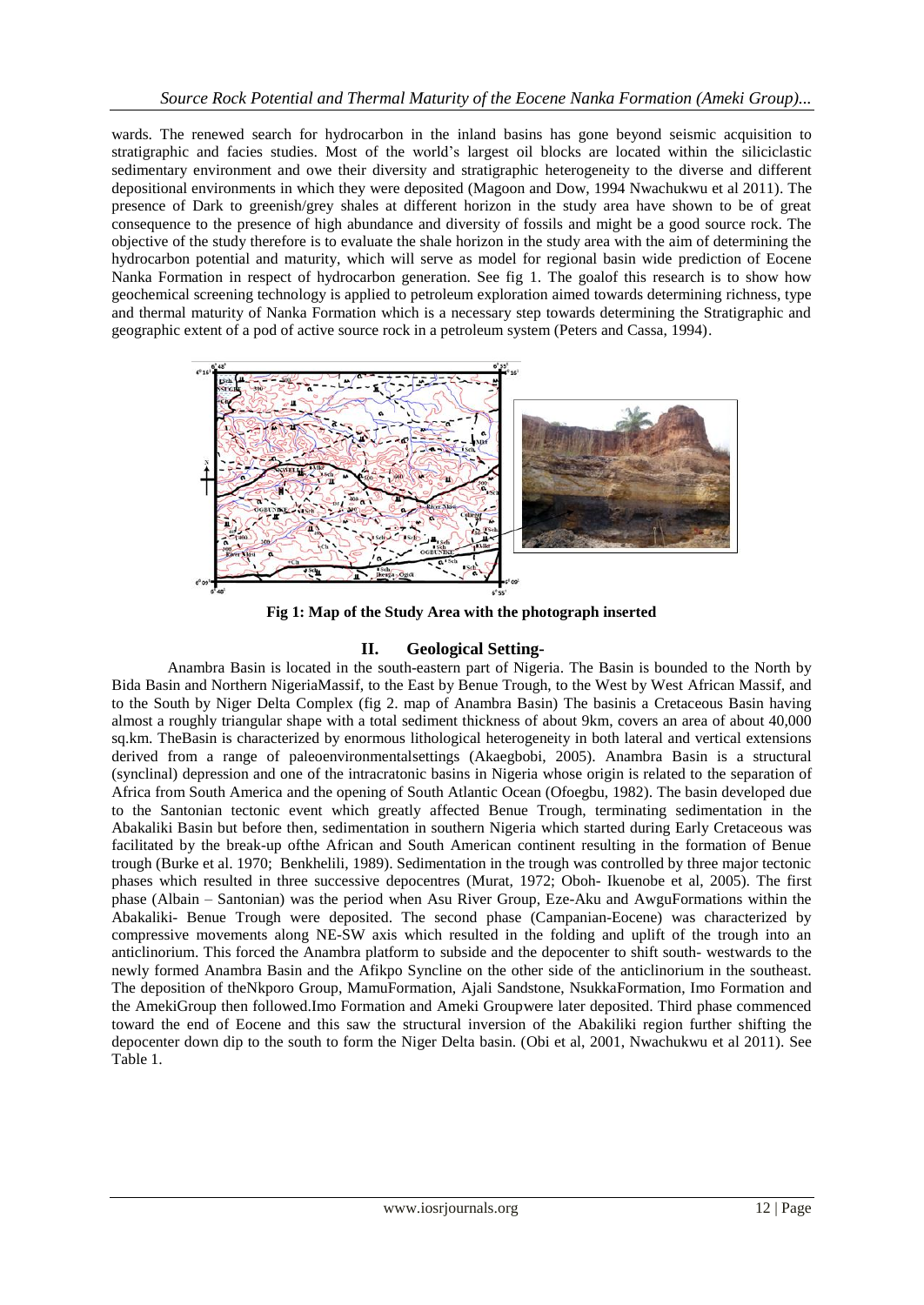wards. The renewed search for hydrocarbon in the inland basins has gone beyond seismic acquisition to stratigraphic and facies studies. Most of the world's largest oil blocks are located within the siliciclastic sedimentary environment and owe their diversity and stratigraphic heterogeneity to the diverse and different depositional environments in which they were deposited (Magoon and Dow, 1994 Nwachukwu et al 2011). The presence of Dark to greenish/grey shales at different horizon in the study area have shown to be of great consequence to the presence of high abundance and diversity of fossils and might be a good source rock. The objective of the study therefore is to evaluate the shale horizon in the study area with the aim of determining the hydrocarbon potential and maturity, which will serve as model for regional basin wide prediction of Eocene Nanka Formation in respect of hydrocarbon generation. See fig 1. The goalof this research is to show how geochemical screening technology is applied to petroleum exploration aimed towards determining richness, type and thermal maturity of Nanka Formation which is a necessary step towards determining the Stratigraphic and geographic extent of a pod of active source rock in a petroleum system (Peters and Cassa, 1994).

**Fig 1: Map of the Study Area with the photograph inserted**

## II. Geological Setting-

Anambra Basin is located in the south-eastern part of Nigeria. The Basin is bounded to the North by Bida Basin and Northern NigeriaMassif, to the East by Benue Trough, to the West by West African Massif, and to the South by Niger Delta Complex (fig 2. map of Anambra Basin) The basinis a Cretaceous Basin having almost a roughly triangular shape with a total sediment thickness of about 9km, covers an area of about 40,000 sq.km. TheBasin is characterized by enormous lithological heterogeneity in both lateral and vertical extensions derived from a range of paleoenvironmentalsettings (Akaegbobi, 2005). Anambra Basin is a structural (synclinal) depression and one of the intracratonic basins in Nigeria whose origin is related to the separation of Africa from South America and the opening of South Atlantic Ocean (Ofoegbu, 1982). The basin developed due to the Santonian tectonic event which greatly affected Benue Trough, terminating sedimentation in the Abakaliki Basin but before then, sedimentation in southern Nigeria which started during Early Cretaceous was facilitated by the break-up ofthe African and South American continent resulting in the formation of Benue trough (Burke et al. 1970; Benkhelili, 1989). Sedimentation in the trough was controlled by three major tectonic phases which resulted in three successive depocentres (Murat, 1972; Oboh- Ikuenobe et al, 2005). The first phase (Albain – Santonian) was the period when Asu River Group, Eze-Aku and AwguFormations within the Abakaliki- Benue Trough were deposited. The second phase (Campanian-Eocene) was characterized by compressive movements along NE-SW axis which resulted in the folding and uplift of the trough into an anticlinorium. This forced the Anambra platform to subside and the depocenter to shift south- westwards to the newly formed Anambra Basin and the Afikpo Syncline on the other side of the anticlinorium in the southeast. The deposition of theNkporo Group, MamuFormation, Ajali Sandstone, NsukkaFormation, Imo Formation and the AmekiGroup then followed.Imo Formation and Ameki Groupwere later deposited. Third phase commenced toward the end of Eocene and this saw the structural inversion of the Abakiliki region further shifting the depocenter down dip to the south to form the Niger Delta basin. (Obi et al, 2001, Nwachukwu et al 2011). See Table 1.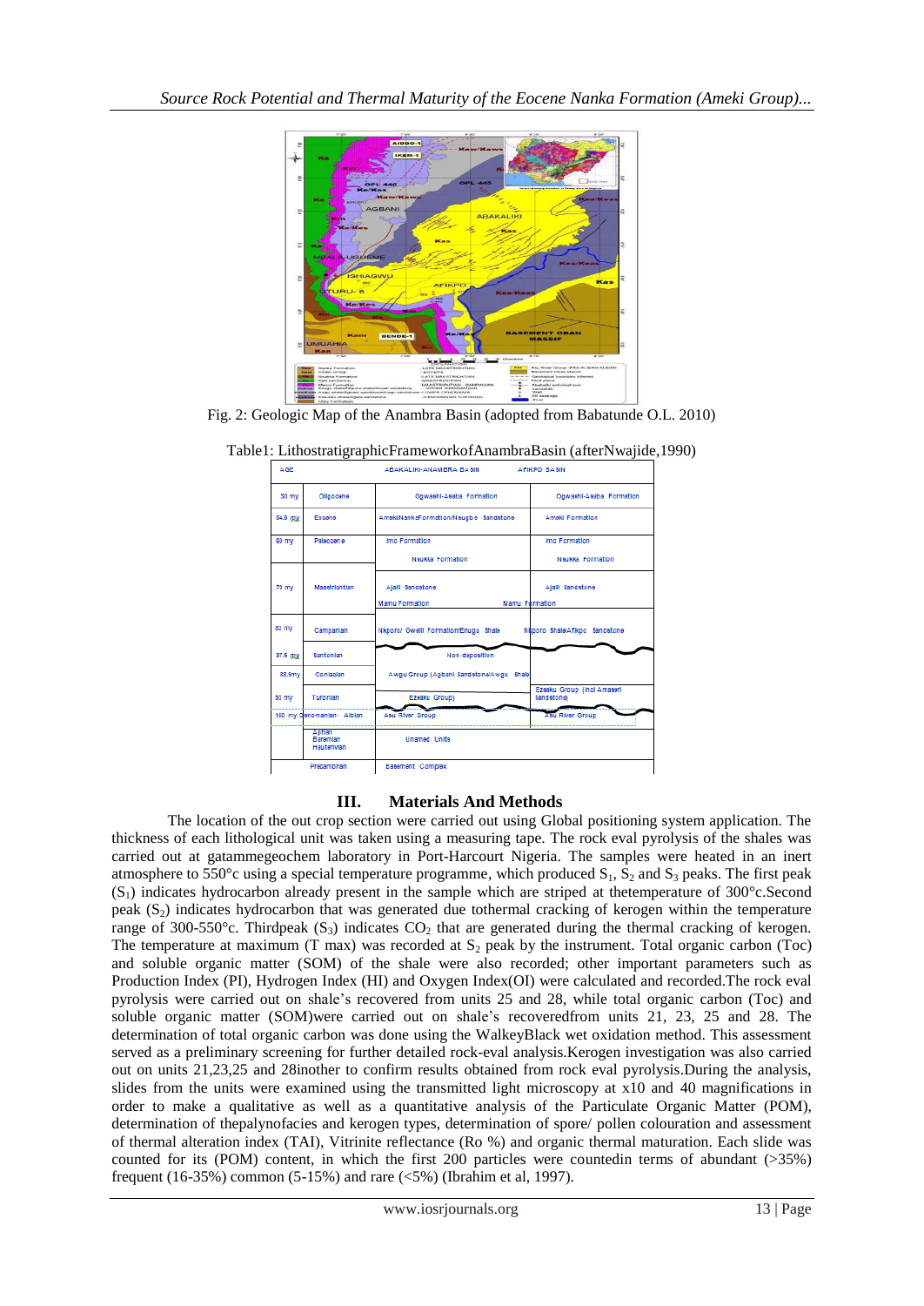Fig. 2: Geologic Map of the Anambra Basin (adopted from Babatunde O.L. 2010)

Table1: LithostratigraphicFrameworkofAnambraBasin (afterNwajide,1990)

| AGE | | ABAKALIKI-ANAMBRA BASIN | AFIKPO BASIN |
|---|---|---|---|
| 30 my | Oligocene | Ogwashi-Asaba Formation | Ogwashi-Asaba Formation |
| 54.9 my | Eocene | AmekiNankaFormation/Nsugbe Sandstone | Ameki Formation |
| 60 my | Paleocene | Imo Formation<br>Nsukka Formation | Imo Formation<br>Nsukka Formation |
| 73 my | Maastrichtian | Ajali Sandstone<br>Mamu Formation | Ajali Sandstone<br>Mamu Formation |
| 83 my | Campanian | Nkporo/ Owelli Formation/Enugu Shale | Nkporo Shale/Afikpo Sandstone |
| 87.5 my | Santonian | Non-deposition | |
| 88.5my | Coniacian | Awgu Group (Agbani Sandstone/Awgu Shale) | |
| 93 my | Turonian | Ezeaku Group) | Ezeaku Group (incl Amaseri sandstone) |
| 100 my | Cenomanian - Albian | Asu River Group | Asu River Group |
| | Aptian<br>Baremian<br>Hauterivian | Unamed Units | |
| | Precambrian | Basement Complex | |

## III. Materials And Methods

The location of the out crop section were carried out using Global positioning system application. The thickness of each lithological unit was taken using a measuring tape. The rock eval pyrolysis of the shales was carried out at gatammegeochem laboratory in Port-Harcourt Nigeria. The samples were heated in an inert atmosphere to 550°c using a special temperature programme, which produced $S_1$, $S_2$ and $S_3$ peaks. The first peak ($S_1$) indicates hydrocarbon already present in the sample which are striped at thetemperature of 300°c.Second peak ($S_2$) indicates hydrocarbon that was generated due tothermal cracking of kerogen within the temperature range of 300-550°c. Thirdpeak ($S_3$) indicates $CO_2$ that are generated during the thermal cracking of kerogen. The temperature at maximum (T max) was recorded at $S_2$ peak by the instrument. Total organic carbon (Toc) and soluble organic matter (SOM) of the shale were also recorded; other important parameters such as Production Index (PI), Hydrogen Index (HI) and Oxygen Index(OI) were calculated and recorded.The rock eval pyrolysis were carried out on shale's recovered from units 25 and 28, while total organic carbon (Toc) and soluble organic matter (SOM)were carried out on shale's recoveredfrom units 21, 23, 25 and 28. The determination of total organic carbon was done using the WalkeyBlack wet oxidation method. This assessment served as a preliminary screening for further detailed rock-eval analysis.Kerogen investigation was also carried out on units 21,23,25 and 28inother to confirm results obtained from rock eval pyrolysis.During the analysis, slides from the units were examined using the transmitted light microscopy at x10 and 40 magnifications in order to make a qualitative as well as a quantitative analysis of the Particulate Organic Matter (POM), determination of thepalynofacies and kerogen types, determination of spore/ pollen colouration and assessment of thermal alteration index (TAI), Vitrinite reflectance (Ro %) and organic thermal maturation. Each slide was counted for its (POM) content, in which the first 200 particles were countedin terms of abundant (>35%) frequent (16-35%) common (5-15%) and rare (<5%) (Ibrahim et al, 1997).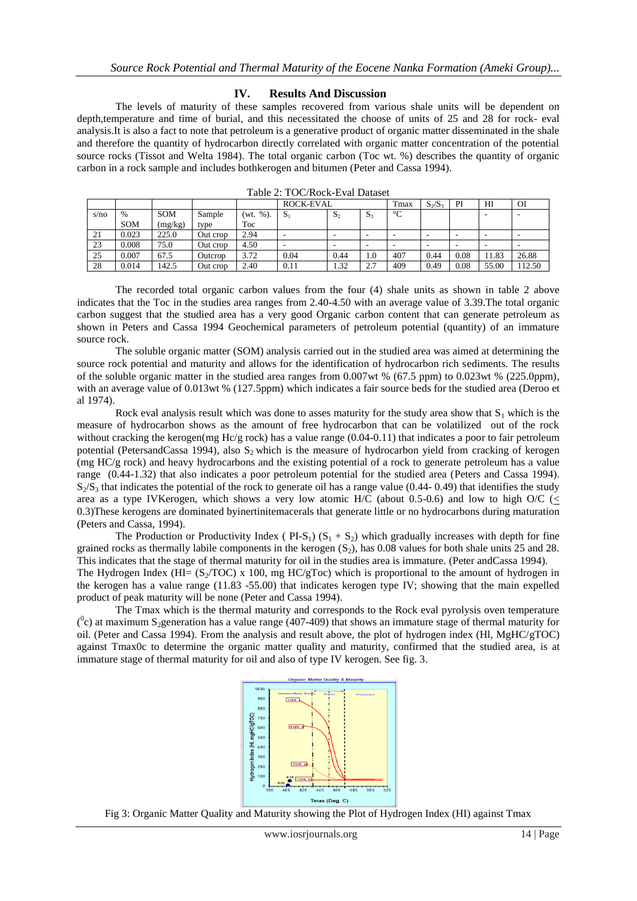## IV. Results And Discussion

The levels of maturity of these samples recovered from various shale units will be dependent on depth,temperature and time of burial, and this necessitated the choose of units of 25 and 28 for rock- eval analysis.It is also a fact to note that petroleum is a generative product of organic matter disseminated in the shale and therefore the quantity of hydrocarbon directly correlated with organic matter concentration of the potential source rocks (Tissot and Welta 1984). The total organic carbon (Toc wt. %) describes the quantity of organic carbon in a rock sample and includes bothkerogen and bitumen (Peter and Cassa 1994).

Table 2: TOC/Rock-Eval Dataset

| | | | | | ROCK-EVAL | | | Tmax | $S_2/S_3$ | PI | HI | OI |
|---|---|---|---|---|---|---|---|---|---|---|---|---|
| s/no | % SOM | SOM (mg/kg) | Sample type | (wt. %). Toc | $S_1$ | $S_2$ | $S_3$ | °C | | | - | - |
| 21 | 0.023 | 225.0 | Out crop | 2.94 | - | - | - | - | - | - | - | - |
| 23 | 0.008 | 75.0 | Out crop | 4.50 | - | - | - | - | - | - | - | - |
| 25 | 0.007 | 67.5 | Outcrop | 3.72 | 0.04 | 0.44 | 1.0 | 407 | 0.44 | 0.08 | 11.83 | 26.88 |
| 28 | 0.014 | 142.5 | Out crop | 2.40 | 0.11 | 1.32 | 2.7 | 409 | 0.49 | 0.08 | 55.00 | 112.50 |

The recorded total organic carbon values from the four (4) shale units as shown in table 2 above indicates that the Toc in the studies area ranges from 2.40-4.50 with an average value of 3.39.The total organic carbon suggest that the studied area has a very good Organic carbon content that can generate petroleum as shown in Peters and Cassa 1994 Geochemical parameters of petroleum potential (quantity) of an immature source rock.

The soluble organic matter (SOM) analysis carried out in the studied area was aimed at determining the source rock potential and maturity and allows for the identification of hydrocarbon rich sediments. The results of the soluble organic matter in the studied area ranges from 0.007wt % (67.5 ppm) to 0.023wt % (225.0ppm), with an average value of 0.013wt % (127.5ppm) which indicates a fair source beds for the studied area (Deroo et al 1974).

Rock eval analysis result which was done to asses maturity for the study area show that $S_1$ which is the measure of hydrocarbon shows as the amount of free hydrocarbon that can be volatilized out of the rock without cracking the kerogen(mg Hc/g rock) has a value range (0.04-0.11) that indicates a poor to fair petroleum potential (PetersandCassa 1994), also $S_2$ which is the measure of hydrocarbon yield from cracking of kerogen (mg HC/g rock) and heavy hydrocarbons and the existing potential of a rock to generate petroleum has a value range (0.44-1.32) that also indicates a poor petroleum potential for the studied area (Peters and Cassa 1994). $S_2/S_3$ that indicates the potential of the rock to generate oil has a range value (0.44- 0.49) that identifies the study area as a type IVKerogen, which shows a very low atomic H/C (about 0.5-0.6) and low to high O/C ($\leq$ 0.3)These kerogens are dominated byinertinitemacerals that generate little or no hydrocarbons during maturation (Peters and Cassa, 1994).

The Production or Productivity Index ( PI-$S_1$) ($S_1$ + $S_2$) which gradually increases with depth for fine grained rocks as thermally labile components in the kerogen ($S_2$), has 0.08 values for both shale units 25 and 28. This indicates that the stage of thermal maturity for oil in the studies area is immature. (Peter andCassa 1994). The Hydrogen Index (HI= ($S_2$/TOC) x 100, mg HC/gToc) which is proportional to the amount of hydrogen in the kerogen has a value range (11.83 -55.00) that indicates kerogen type IV; showing that the main expelled product of peak maturity will be none (Peter and Cassa 1994).

The Tmax which is the thermal maturity and corresponds to the Rock eval pyrolysis oven temperature ($^0$c) at maximum $S_2$generation has a value range (407-409) that shows an immature stage of thermal maturity for oil. (Peter and Cassa 1994). From the analysis and result above, the plot of hydrogen index (Hl, MgHC/gTOC) against Tmax0c to determine the organic matter quality and maturity, confirmed that the studied area, is at immature stage of thermal maturity for oil and also of type IV kerogen. See fig. 3.

Fig 3: Organic Matter Quality and Maturity showing the Plot of Hydrogen Index (HI) against Tmax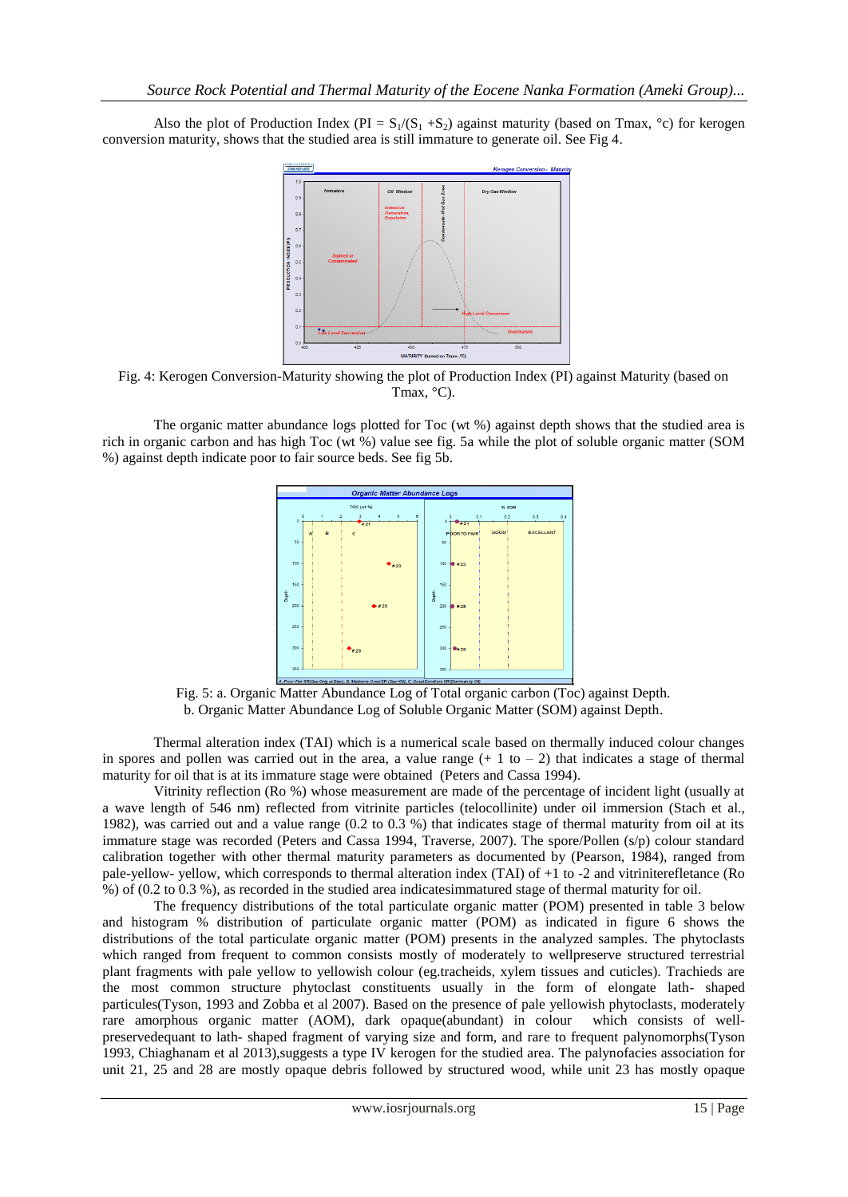Also the plot of Production Index (PI = $S_1/(S_1 + S_2)$ against maturity (based on Tmax, °c) for kerogen conversion maturity, shows that the studied area is still immature to generate oil. See Fig 4.

Fig. 4: Kerogen Conversion-Maturity showing the plot of Production Index (PI) against Maturity (based on Tmax, °C).

The organic matter abundance logs plotted for Toc (wt %) against depth shows that the studied area is rich in organic carbon and has high Toc (wt %) value see fig. 5a while the plot of soluble organic matter (SOM %) against depth indicate poor to fair source beds. See fig 5b.

Fig. 5: a. Organic Matter Abundance Log of Total organic carbon (Toc) against Depth.
b. Organic Matter Abundance Log of Soluble Organic Matter (SOM) against Depth.

Thermal alteration index (TAI) which is a numerical scale based on thermally induced colour changes in spores and pollen was carried out in the area, a value range (+ 1 to – 2) that indicates a stage of thermal maturity for oil that is at its immature stage were obtained (Peters and Cassa 1994).

Vitrinity reflection (Ro %) whose measurement are made of the percentage of incident light (usually at a wave length of 546 nm) reflected from vitrinite particles (telocollinite) under oil immersion (Stach et al., 1982), was carried out and a value range (0.2 to 0.3 %) that indicates stage of thermal maturity from oil at its immature stage was recorded (Peters and Cassa 1994, Traverse, 2007). The spore/Pollen (s/p) colour standard calibration together with other thermal maturity parameters as documented by (Pearson, 1984), ranged from pale-yellow- yellow, which corresponds to thermal alteration index (TAI) of +1 to -2 and vitrinitererefletance (Ro %) of (0.2 to 0.3 %), as recorded in the studied area indicatesimmatured stage of thermal maturity for oil.

The frequency distributions of the total particulate organic matter (POM) presented in table 3 below and histogram % distribution of particulate organic matter (POM) as indicated in figure 6 shows the distributions of the total particulate organic matter (POM) presents in the analyzed samples. The phytoclasts which ranged from frequent to common consists mostly of moderately to wellpreserve structured terrestrial plant fragments with pale yellow to yellowish colour (eg.tracheids, xylem tissues and cuticles). Trachieds are the most common structure phytoclast constituents usually in the form of elongate lath- shaped particules(Tyson, 1993 and Zobba et al 2007). Based on the presence of pale yellowish phytoclasts, moderately rare amorphous organic matter (AOM), dark opaque(abundant) in colour which consists of well-preservedequant to lath- shaped fragment of varying size and form, and rare to frequent palynomorphs(Tyson 1993, Chiaghanam et al 2013),suggests a type IV kerogen for the studied area. The palynofacies association for unit 21, 25 and 28 are mostly opaque debris followed by structured wood, while unit 23 has mostly opaque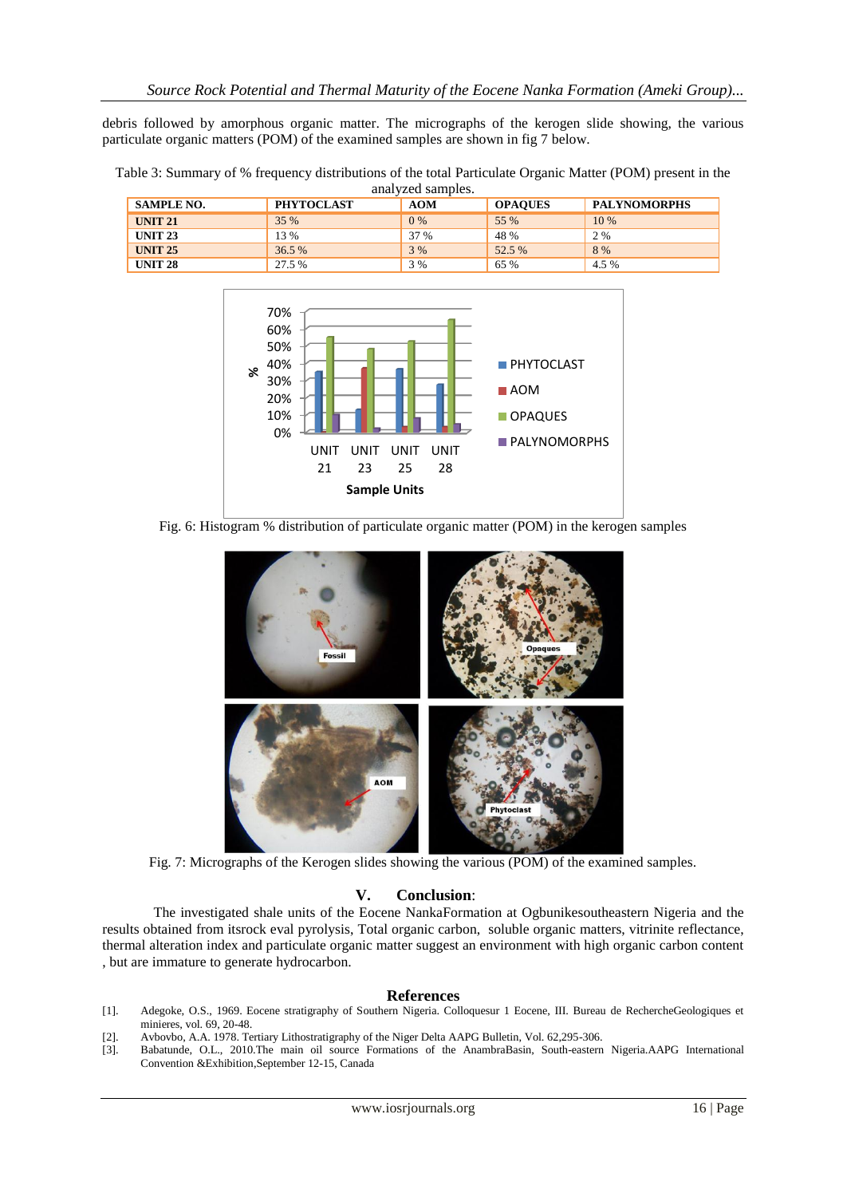debris followed by amorphous organic matter. The micrographs of the kerogen slide showing, the various particulate organic matters (POM) of the examined samples are shown in fig 7 below.

Table 3: Summary of % frequency distributions of the total Particulate Organic Matter (POM) present in the analyzed samples.

| SAMPLE NO. | PHYTOCLAST | AOM | OPAQUES | PALYNOMORPHS |
|---|---|---|---|---|
| UNIT 21 | 35 % | 0 % | 55 % | 10 % |
| UNIT 23 | 13 % | 37 % | 48 % | 2 % |
| UNIT 25 | 36.5 % | 3 % | 52.5 % | 8 % |
| UNIT 28 | 27.5 % | 3 % | 65 % | 4.5 % |

Fig. 6: Histogram % distribution of particulate organic matter (POM) in the kerogen samples

Fig. 7: Micrographs of the Kerogen slides showing the various (POM) of the examined samples.

## V. Conclusion:

The investigated shale units of the Eocene NankaFormation at Ogbunikesoutheastern Nigeria and the results obtained from itsrock eval pyrolysis, Total organic carbon, soluble organic matters, vitrinite reflectance, thermal alteration index and particulate organic matter suggest an environment with high organic carbon content , but are immature to generate hydrocarbon.

## References

[1]. Adegoke, O.S., 1969. Eocene stratigraphy of Southern Nigeria. Colloquesur 1 Eocene, III. Bureau de RechercheGeologiques et minieres, vol. 69, 20-48.

[2]. Avbovbo, A.A. 1978. Tertiary Lithostratigraphy of the Niger Delta AAPG Bulletin, Vol. 62,295-306.

[3]. Babatunde, O.L., 2010.The main oil source Formations of the AnambraBasin, South-eastern Nigeria.AAPG International Convention &Exhibition,September 12-15, Canada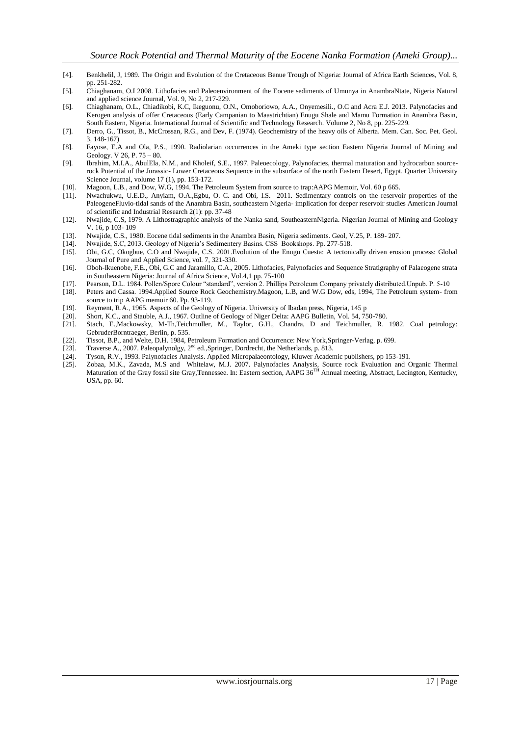[4]. Benkhelil, J, 1989. The Origin and Evolution of the Cretaceous Benue Trough of Nigeria: Journal of Africa Earth Sciences, Vol. 8, pp. 251-282.

[5]. Chiaghanam, O.I 2008. Lithofacies and Paleoenvironment of the Eocene sediments of Umunya in AnambraNtate, Nigeria Natural and applied science Journal, Vol. 9, No 2, 217-229.

[6]. Chiaghanam, O.L., Chiadikobi, K.C, Ikeguonu, O.N., Omoboriowo, A.A., Onyemesili., O.C and Acra E.J. 2013. Palynofacies and Kerogen analysis of offer Cretaceous (Early Campanian to Maastrichtian) Enugu Shale and Mamu Formation in Anambra Basin, South Eastern, Nigeria. International Journal of Scientific and Technology Research. Volume 2, No 8, pp. 225-229.

[7]. Derro, G., Tissot, B., McCrossan, R.G., and Dev, F. (1974). Geochemistry of the heavy oils of Alberta. Mem. Can. Soc. Pet. Geol. 3, 148-167)

[8]. Fayose, E.A and Ola, P.S., 1990. Radiolarian occurrences in the Ameki type section Eastern Nigeria Journal of Mining and Geology. V 26, P. 75 – 80.

[9]. Ibrahim, M.I.A., AbulEla, N.M., and Kholeif, S.E., 1997. Paleoecology, Palynofacies, thermal maturation and hydrocarbon source-rock Potential of the Jurassic- Lower Cretaceous Sequence in the subsurface of the north Eastern Desert, Egypt. Quarter University Science Journal, volume 17 (1), pp. 153-172.

[10]. Magoon, L.B., and Dow, W.G, 1994. The Petroleum System from source to trap:AAPG Memoir, Vol. 60 p 665.

[11]. Nwachukwu, U.E.D., Anyiam, O.A.,Egbu, O. C. and Obi, I.S. 2011. Sedimentary controls on the reservoir properties of the PaleogeneFluvio-tidal sands of the Anambra Basin, southeastern Nigeria- implication for deeper reservoir studies American Journal of scientific and Industrial Research 2(1): pp. 37-48

[12]. Nwajide, C.S, 1979. A Lithostragraphic analysis of the Nanka sand, SoutheasternNigeria. Nigerian Journal of Mining and Geology V. 16, p 103- 109

[13]. Nwajide, C.S., 1980. Eocene tidal sediments in the Anambra Basin, Nigeria sediments. Geol, V.25, P. 189- 207.

[14]. Nwajide, S.C, 2013. Geology of Nigeria's Sedimentery Basins. CSS Bookshops. Pp. 277-518.

[15]. Obi, G.C, Okogbue, C.O and Nwajide, C.S. 2001.Evolution of the Enugu Cuesta: A tectonically driven erosion process: Global Journal of Pure and Applied Science, vol. 7, 321-330.

[16]. Oboh-Ikuenobe, F.E., Obi, G.C and Jaramillo, C.A., 2005. Lithofacies, Palynofacies and Sequence Stratigraphy of Palaeogene strata in Southeastern Nigeria: Journal of Africa Science, Vol.4,1 pp. 75-100

[17]. Pearson, D.L. 1984. Pollen/Spore Colour "standard", version 2. Phillips Petroleum Company privately distributed.Unpub. P. 5-10

[18]. Peters and Cassa. 1994.Applied Source Rock Geochemistry.Magoon, L.B, and W.G Dow, eds, 1994, The Petroleum system- from source to trip AAPG memoir 60. Pp. 93-119.

[19]. Reyment, R.A., 1965. Aspects of the Geology of Nigeria. University of Ibadan press, Nigeria, 145 p

[20]. Short, K.C., and Stauble, A.J., 1967. Outline of Geology of Niger Delta: AAPG Bulletin, Vol. 54, 750-780.

[21]. Stach, E.,Mackowsky, M-Th,Teichmuller, M., Taylor, G.H., Chandra, D and Teichmuller, R. 1982. Coal petrology: GebruderBorntraeger, Berlin, p. 535.

[22]. Tissot, B.P., and Welte, D.H. 1984, Petroleum Formation and Occurrence: New York,Springer-Verlag, p. 699.

[23]. Traverse A., 2007. Paleopalynolgy, 2nd ed.,Springer, Dordrecht, the Netherlands, p. 813.

[24]. Tyson, R.V., 1993. Palynofacies Analysis. Applied Micropalaeontology, Kluwer Academic publishers, pp 153-191.

[25]. Zobaa, M.K., Zavada, M.S and Whitelaw, M.J. 2007. Palynofacies Analysis, Source rock Evaluation and Organic Thermal Maturation of the Gray fossil site Gray,Tennessee. In: Eastern section, AAPG 36TH Annual meeting, Abstract, Lecington, Kentucky, USA, pp. 60.